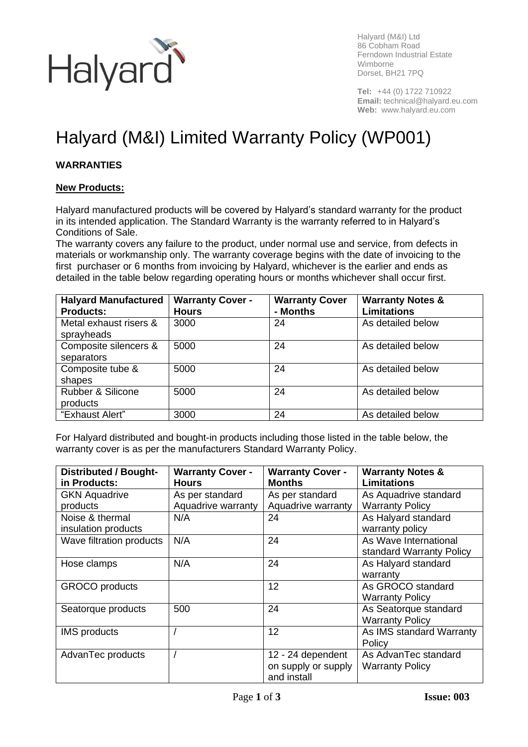Halyard

Halyard (M&I) Ltd
86 Cobham Road
Ferndown Industrial Estate
Wimborne
Dorset, BH21 7PQ

**Tel:** +44 (0) 1722 710922
**Email:** technical@halyard.eu.com
**Web:** www.halyard.eu.com

# Halyard (M&I) Limited Warranty Policy (WP001)

## WARRANTIES

### New Products:

Halyard manufactured products will be covered by Halyard's standard warranty for the product in its intended application. The Standard Warranty is the warranty referred to in Halyard's Conditions of Sale.
The warranty covers any failure to the product, under normal use and service, from defects in materials or workmanship only. The warranty coverage begins with the date of invoicing to the first purchaser or 6 months from invoicing by Halyard, whichever is the earlier and ends as detailed in the table below regarding operating hours or months whichever shall occur first.

| Halyard Manufactured Products: | Warranty Cover - Hours | Warranty Cover - Months | Warranty Notes & Limitations |
|---|---|---|---|
| Metal exhaust risers & sprayheads | 3000 | 24 | As detailed below |
| Composite silencers & separators | 5000 | 24 | As detailed below |
| Composite tube & shapes | 5000 | 24 | As detailed below |
| Rubber & Silicone products | 5000 | 24 | As detailed below |
| "Exhaust Alert" | 3000 | 24 | As detailed below |

For Halyard distributed and bought-in products including those listed in the table below, the warranty cover is as per the manufacturers Standard Warranty Policy.

| Distributed / Bought-in Products: | Warranty Cover - Hours | Warranty Cover - Months | Warranty Notes & Limitations |
|---|---|---|---|
| GKN Aquadrive products | As per standard Aquadrive warranty | As per standard Aquadrive warranty | As Aquadrive standard Warranty Policy |
| Noise & thermal insulation products | N/A | 24 | As Halyard standard warranty policy |
| Wave filtration products | N/A | 24 | As Wave International standard Warranty Policy |
| Hose clamps | N/A | 24 | As Halyard standard warranty |
| GROCO products | | 12 | As GROCO standard Warranty Policy |
| Seatorque products | 500 | 24 | As Seatorque standard Warranty Policy |
| IMS products | / | 12 | As IMS standard Warranty Policy |
| AdvanTec products | / | 12 - 24 dependent on supply or supply and install | As AdvanTec standard Warranty Policy |

**Issue: 003**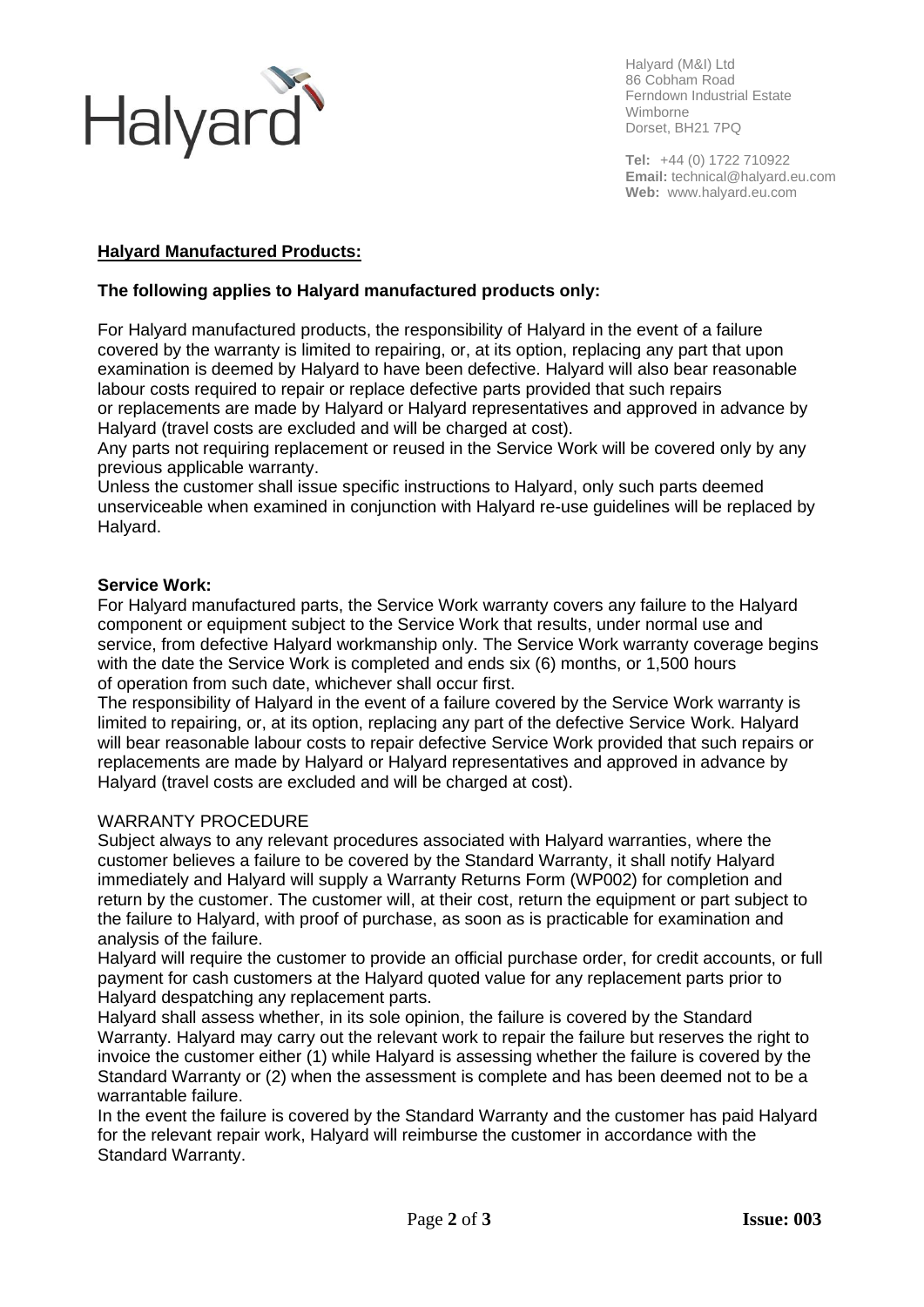Halyard (M&I) Ltd
86 Cobham Road
Ferndown Industrial Estate
Wimborne
Dorset, BH21 7PQ

**Tel:** +44 (0) 1722 710922
**Email:** technical@halyard.eu.com
**Web:** www.halyard.eu.com

## Halyard Manufactured Products:

### The following applies to Halyard manufactured products only:

For Halyard manufactured products, the responsibility of Halyard in the event of a failure covered by the warranty is limited to repairing, or, at its option, replacing any part that upon examination is deemed by Halyard to have been defective. Halyard will also bear reasonable labour costs required to repair or replace defective parts provided that such repairs or replacements are made by Halyard or Halyard representatives and approved in advance by Halyard (travel costs are excluded and will be charged at cost).

Any parts not requiring replacement or reused in the Service Work will be covered only by any previous applicable warranty.

Unless the customer shall issue specific instructions to Halyard, only such parts deemed unserviceable when examined in conjunction with Halyard re-use guidelines will be replaced by Halyard.

### Service Work:

For Halyard manufactured parts, the Service Work warranty covers any failure to the Halyard component or equipment subject to the Service Work that results, under normal use and service, from defective Halyard workmanship only. The Service Work warranty coverage begins with the date the Service Work is completed and ends six (6) months, or 1,500 hours of operation from such date, whichever shall occur first.

The responsibility of Halyard in the event of a failure covered by the Service Work warranty is limited to repairing, or, at its option, replacing any part of the defective Service Work. Halyard will bear reasonable labour costs to repair defective Service Work provided that such repairs or replacements are made by Halyard or Halyard representatives and approved in advance by Halyard (travel costs are excluded and will be charged at cost).

WARRANTY PROCEDURE

Subject always to any relevant procedures associated with Halyard warranties, where the customer believes a failure to be covered by the Standard Warranty, it shall notify Halyard immediately and Halyard will supply a Warranty Returns Form (WP002) for completion and return by the customer. The customer will, at their cost, return the equipment or part subject to the failure to Halyard, with proof of purchase, as soon as is practicable for examination and analysis of the failure.

Halyard will require the customer to provide an official purchase order, for credit accounts, or full payment for cash customers at the Halyard quoted value for any replacement parts prior to Halyard despatching any replacement parts.

Halyard shall assess whether, in its sole opinion, the failure is covered by the Standard Warranty. Halyard may carry out the relevant work to repair the failure but reserves the right to invoice the customer either (1) while Halyard is assessing whether the failure is covered by the Standard Warranty or (2) when the assessment is complete and has been deemed not to be a warrantable failure.

In the event the failure is covered by the Standard Warranty and the customer has paid Halyard for the relevant repair work, Halyard will reimburse the customer in accordance with the Standard Warranty.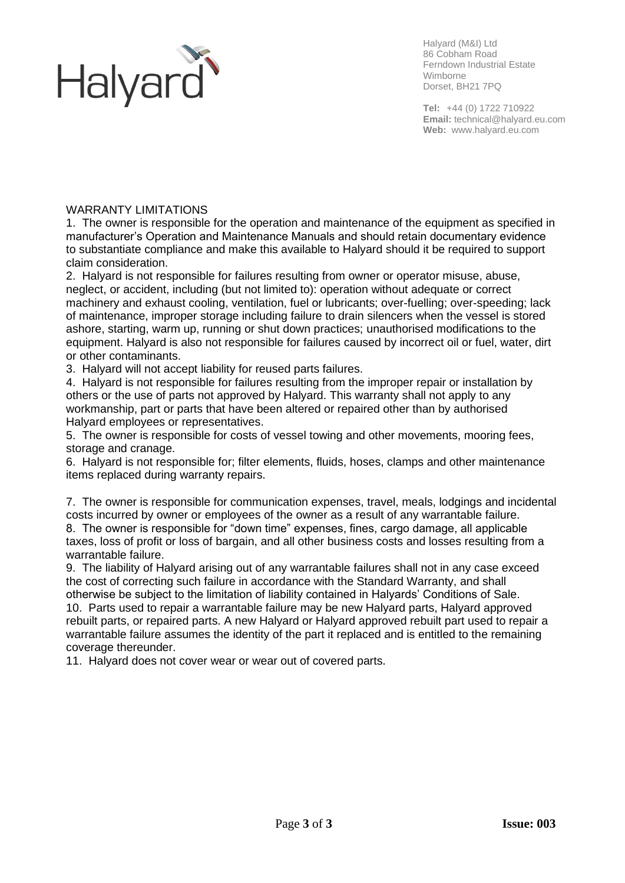Halyard (M&I) Ltd
86 Cobham Road
Ferndown Industrial Estate
Wimborne
Dorset, BH21 7PQ

**Tel:** +44 (0) 1722 710922
**Email:** technical@halyard.eu.com
**Web:** www.halyard.eu.com

## WARRANTY LIMITATIONS

1. The owner is responsible for the operation and maintenance of the equipment as specified in manufacturer's Operation and Maintenance Manuals and should retain documentary evidence to substantiate compliance and make this available to Halyard should it be required to support claim consideration.
2. Halyard is not responsible for failures resulting from owner or operator misuse, abuse, neglect, or accident, including (but not limited to): operation without adequate or correct machinery and exhaust cooling, ventilation, fuel or lubricants; over-fuelling; over-speeding; lack of maintenance, improper storage including failure to drain silencers when the vessel is stored ashore, starting, warm up, running or shut down practices; unauthorised modifications to the equipment. Halyard is also not responsible for failures caused by incorrect oil or fuel, water, dirt or other contaminants.
3. Halyard will not accept liability for reused parts failures.
4. Halyard is not responsible for failures resulting from the improper repair or installation by others or the use of parts not approved by Halyard. This warranty shall not apply to any workmanship, part or parts that have been altered or repaired other than by authorised Halyard employees or representatives.
5. The owner is responsible for costs of vessel towing and other movements, mooring fees, storage and cranage.
6. Halyard is not responsible for; filter elements, fluids, hoses, clamps and other maintenance items replaced during warranty repairs.
7. The owner is responsible for communication expenses, travel, meals, lodgings and incidental costs incurred by owner or employees of the owner as a result of any warrantable failure.
8. The owner is responsible for "down time" expenses, fines, cargo damage, all applicable taxes, loss of profit or loss of bargain, and all other business costs and losses resulting from a warrantable failure.
9. The liability of Halyard arising out of any warrantable failures shall not in any case exceed the cost of correcting such failure in accordance with the Standard Warranty, and shall otherwise be subject to the limitation of liability contained in Halyards' Conditions of Sale.
10. Parts used to repair a warrantable failure may be new Halyard parts, Halyard approved rebuilt parts, or repaired parts. A new Halyard or Halyard approved rebuilt part used to repair a warrantable failure assumes the identity of the part it replaced and is entitled to the remaining coverage thereunder.
11. Halyard does not cover wear or wear out of covered parts.

**Issue: 003**